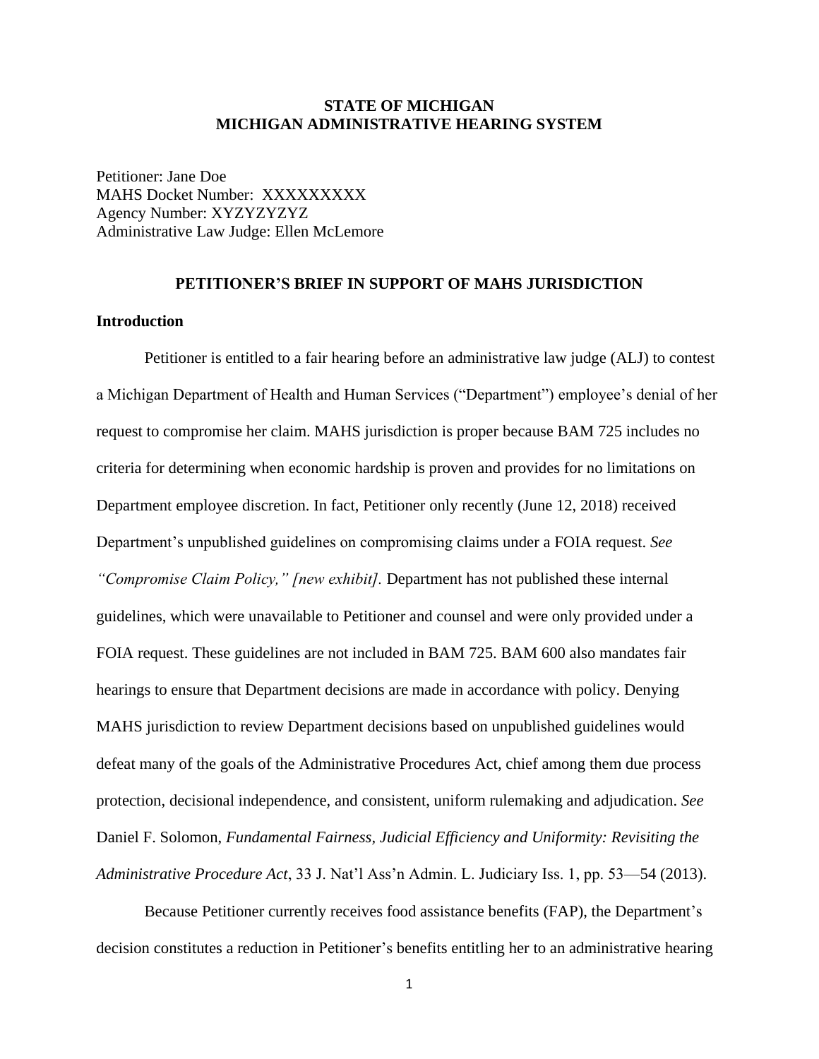**STATE OF MICHIGAN**
**MICHIGAN ADMINISTRATIVE HEARING SYSTEM**

Petitioner: Jane Doe
MAHS Docket Number: XXXXXXXXX
Agency Number: XYZYZYZYZ
Administrative Law Judge: Ellen McLemore

**PETITIONER'S BRIEF IN SUPPORT OF MAHS JURISDICTION**

**Introduction**

Petitioner is entitled to a fair hearing before an administrative law judge (ALJ) to contest a Michigan Department of Health and Human Services ("Department") employee's denial of her request to compromise her claim. MAHS jurisdiction is proper because BAM 725 includes no criteria for determining when economic hardship is proven and provides for no limitations on Department employee discretion. In fact, Petitioner only recently (June 12, 2018) received Department's unpublished guidelines on compromising claims under a FOIA request. *See "Compromise Claim Policy," [new exhibit].* Department has not published these internal guidelines, which were unavailable to Petitioner and counsel and were only provided under a FOIA request. These guidelines are not included in BAM 725. BAM 600 also mandates fair hearings to ensure that Department decisions are made in accordance with policy. Denying MAHS jurisdiction to review Department decisions based on unpublished guidelines would defeat many of the goals of the Administrative Procedures Act, chief among them due process protection, decisional independence, and consistent, uniform rulemaking and adjudication. *See* Daniel F. Solomon, *Fundamental Fairness, Judicial Efficiency and Uniformity: Revisiting the Administrative Procedure Act*, 33 J. Nat'l Ass'n Admin. L. Judiciary Iss. 1, pp. 53—54 (2013).

Because Petitioner currently receives food assistance benefits (FAP), the Department's decision constitutes a reduction in Petitioner's benefits entitling her to an administrative hearing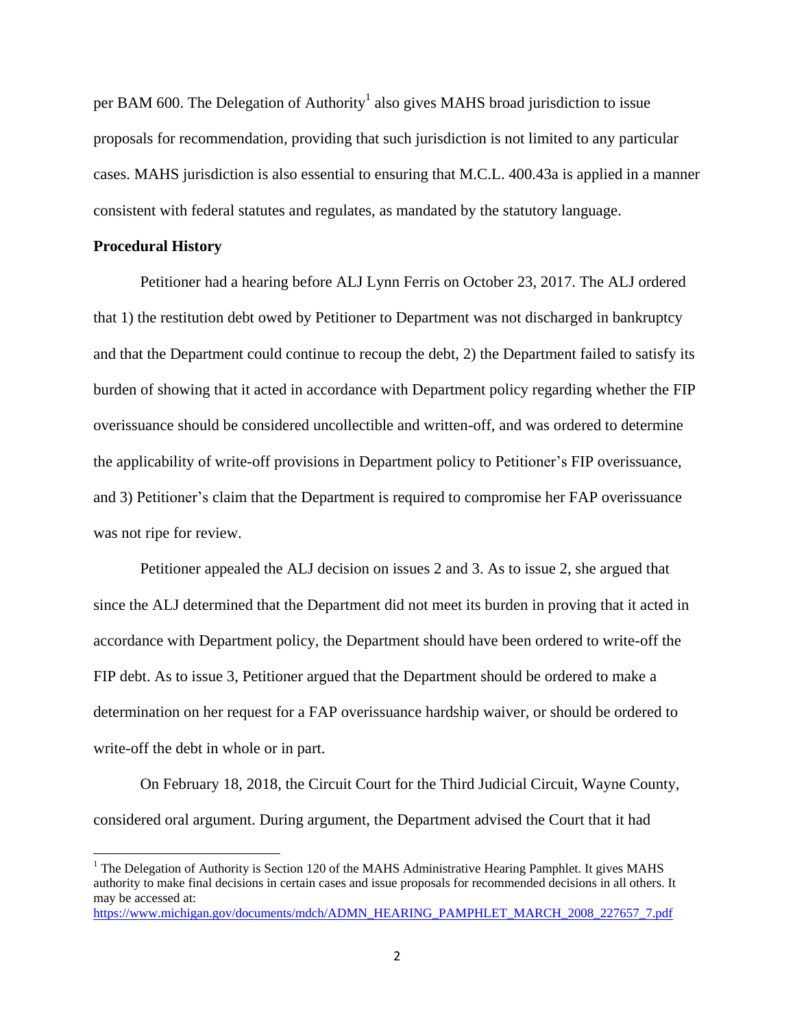per BAM 600. The Delegation of Authority[1] also gives MAHS broad jurisdiction to issue proposals for recommendation, providing that such jurisdiction is not limited to any particular cases. MAHS jurisdiction is also essential to ensuring that M.C.L. 400.43a is applied in a manner consistent with federal statutes and regulates, as mandated by the statutory language.

**Procedural History**

Petitioner had a hearing before ALJ Lynn Ferris on October 23, 2017. The ALJ ordered that 1) the restitution debt owed by Petitioner to Department was not discharged in bankruptcy and that the Department could continue to recoup the debt, 2) the Department failed to satisfy its burden of showing that it acted in accordance with Department policy regarding whether the FIP overissuance should be considered uncollectible and written-off, and was ordered to determine the applicability of write-off provisions in Department policy to Petitioner's FIP overissuance, and 3) Petitioner's claim that the Department is required to compromise her FAP overissuance was not ripe for review.

Petitioner appealed the ALJ decision on issues 2 and 3. As to issue 2, she argued that since the ALJ determined that the Department did not meet its burden in proving that it acted in accordance with Department policy, the Department should have been ordered to write-off the FIP debt. As to issue 3, Petitioner argued that the Department should be ordered to make a determination on her request for a FAP overissuance hardship waiver, or should be ordered to write-off the debt in whole or in part.

On February 18, 2018, the Circuit Court for the Third Judicial Circuit, Wayne County, considered oral argument. During argument, the Department advised the Court that it had

---

[1] The Delegation of Authority is Section 120 of the MAHS Administrative Hearing Pamphlet. It gives MAHS authority to make final decisions in certain cases and issue proposals for recommended decisions in all others. It may be accessed at: https://www.michigan.gov/documents/mdch/ADMN_HEARING_PAMPHLET_MARCH_2008_227657_7.pdf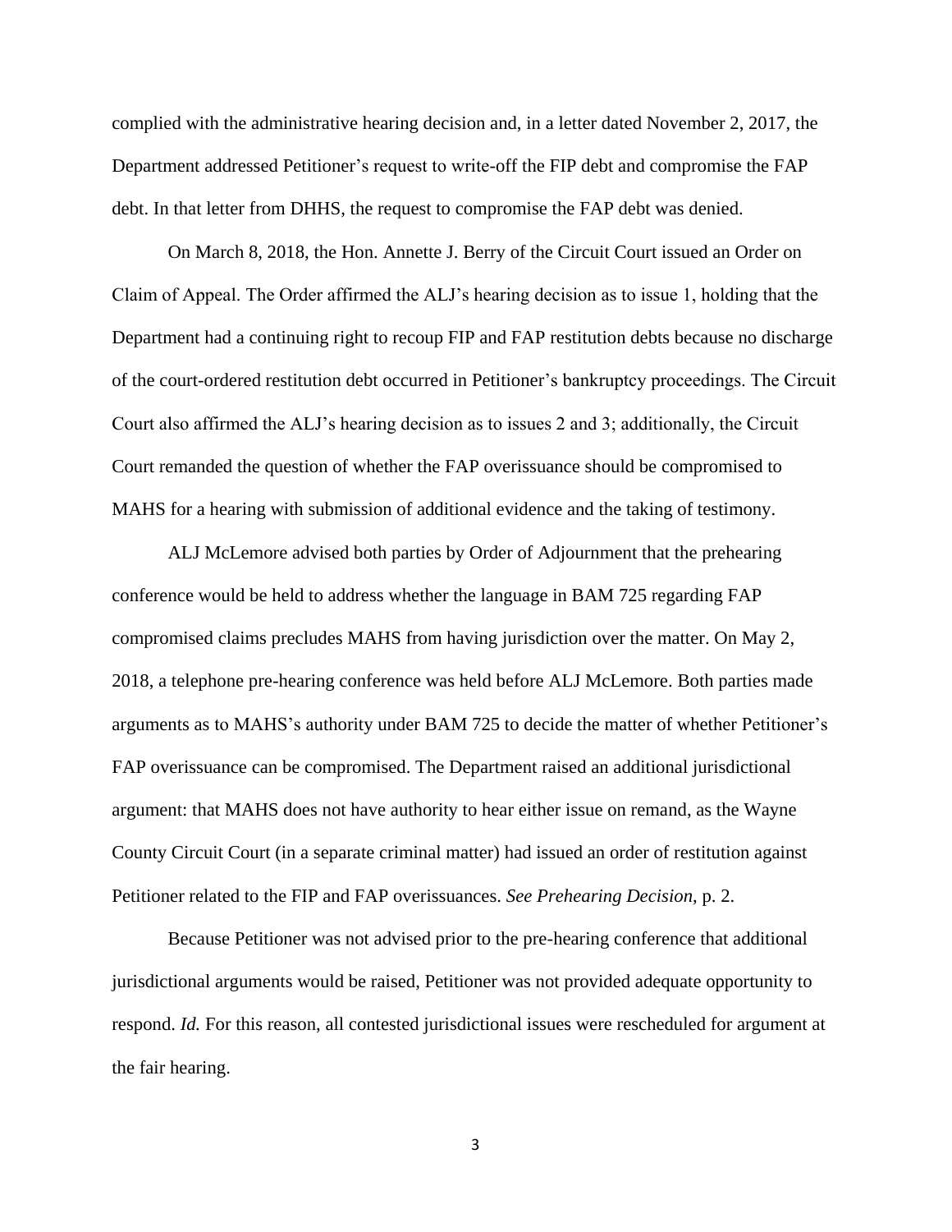complied with the administrative hearing decision and, in a letter dated November 2, 2017, the Department addressed Petitioner's request to write-off the FIP debt and compromise the FAP debt. In that letter from DHHS, the request to compromise the FAP debt was denied.

On March 8, 2018, the Hon. Annette J. Berry of the Circuit Court issued an Order on Claim of Appeal. The Order affirmed the ALJ's hearing decision as to issue 1, holding that the Department had a continuing right to recoup FIP and FAP restitution debts because no discharge of the court-ordered restitution debt occurred in Petitioner's bankruptcy proceedings. The Circuit Court also affirmed the ALJ's hearing decision as to issues 2 and 3; additionally, the Circuit Court remanded the question of whether the FAP overissuance should be compromised to MAHS for a hearing with submission of additional evidence and the taking of testimony.

ALJ McLemore advised both parties by Order of Adjournment that the prehearing conference would be held to address whether the language in BAM 725 regarding FAP compromised claims precludes MAHS from having jurisdiction over the matter. On May 2, 2018, a telephone pre-hearing conference was held before ALJ McLemore. Both parties made arguments as to MAHS's authority under BAM 725 to decide the matter of whether Petitioner's FAP overissuance can be compromised. The Department raised an additional jurisdictional argument: that MAHS does not have authority to hear either issue on remand, as the Wayne County Circuit Court (in a separate criminal matter) had issued an order of restitution against Petitioner related to the FIP and FAP overissuances. *See Prehearing Decision*, p. 2.

Because Petitioner was not advised prior to the pre-hearing conference that additional jurisdictional arguments would be raised, Petitioner was not provided adequate opportunity to respond. *Id.* For this reason, all contested jurisdictional issues were rescheduled for argument at the fair hearing.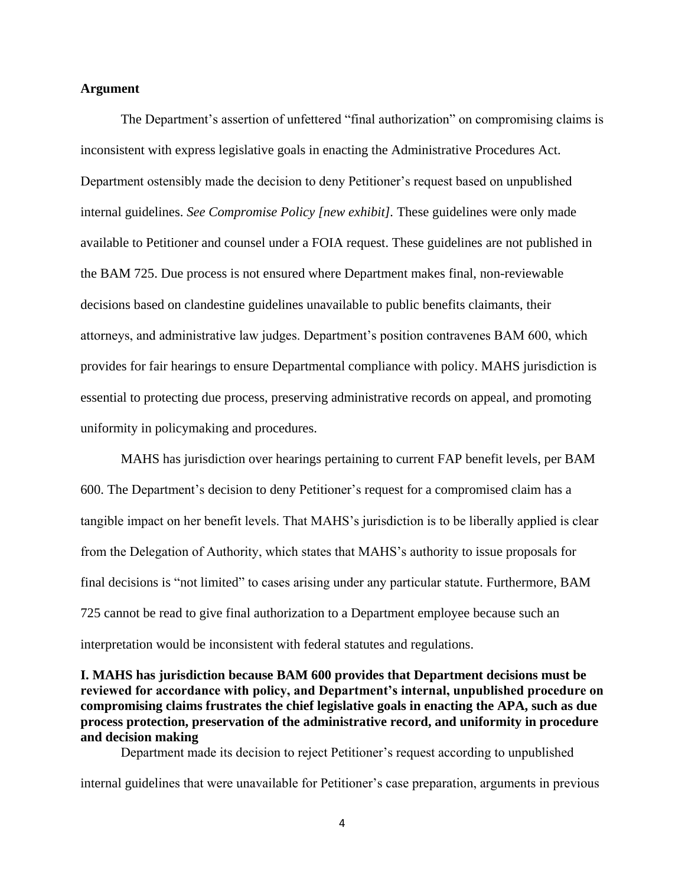**Argument**

The Department's assertion of unfettered "final authorization" on compromising claims is inconsistent with express legislative goals in enacting the Administrative Procedures Act. Department ostensibly made the decision to deny Petitioner's request based on unpublished internal guidelines. *See Compromise Policy [new exhibit]*. These guidelines were only made available to Petitioner and counsel under a FOIA request. These guidelines are not published in the BAM 725. Due process is not ensured where Department makes final, non-reviewable decisions based on clandestine guidelines unavailable to public benefits claimants, their attorneys, and administrative law judges. Department's position contravenes BAM 600, which provides for fair hearings to ensure Departmental compliance with policy. MAHS jurisdiction is essential to protecting due process, preserving administrative records on appeal, and promoting uniformity in policymaking and procedures.

MAHS has jurisdiction over hearings pertaining to current FAP benefit levels, per BAM 600. The Department's decision to deny Petitioner's request for a compromised claim has a tangible impact on her benefit levels. That MAHS's jurisdiction is to be liberally applied is clear from the Delegation of Authority, which states that MAHS's authority to issue proposals for final decisions is "not limited" to cases arising under any particular statute. Furthermore, BAM 725 cannot be read to give final authorization to a Department employee because such an interpretation would be inconsistent with federal statutes and regulations.

**I. MAHS has jurisdiction because BAM 600 provides that Department decisions must be reviewed for accordance with policy, and Department's internal, unpublished procedure on compromising claims frustrates the chief legislative goals in enacting the APA, such as due process protection, preservation of the administrative record, and uniformity in procedure and decision making**

Department made its decision to reject Petitioner's request according to unpublished internal guidelines that were unavailable for Petitioner's case preparation, arguments in previous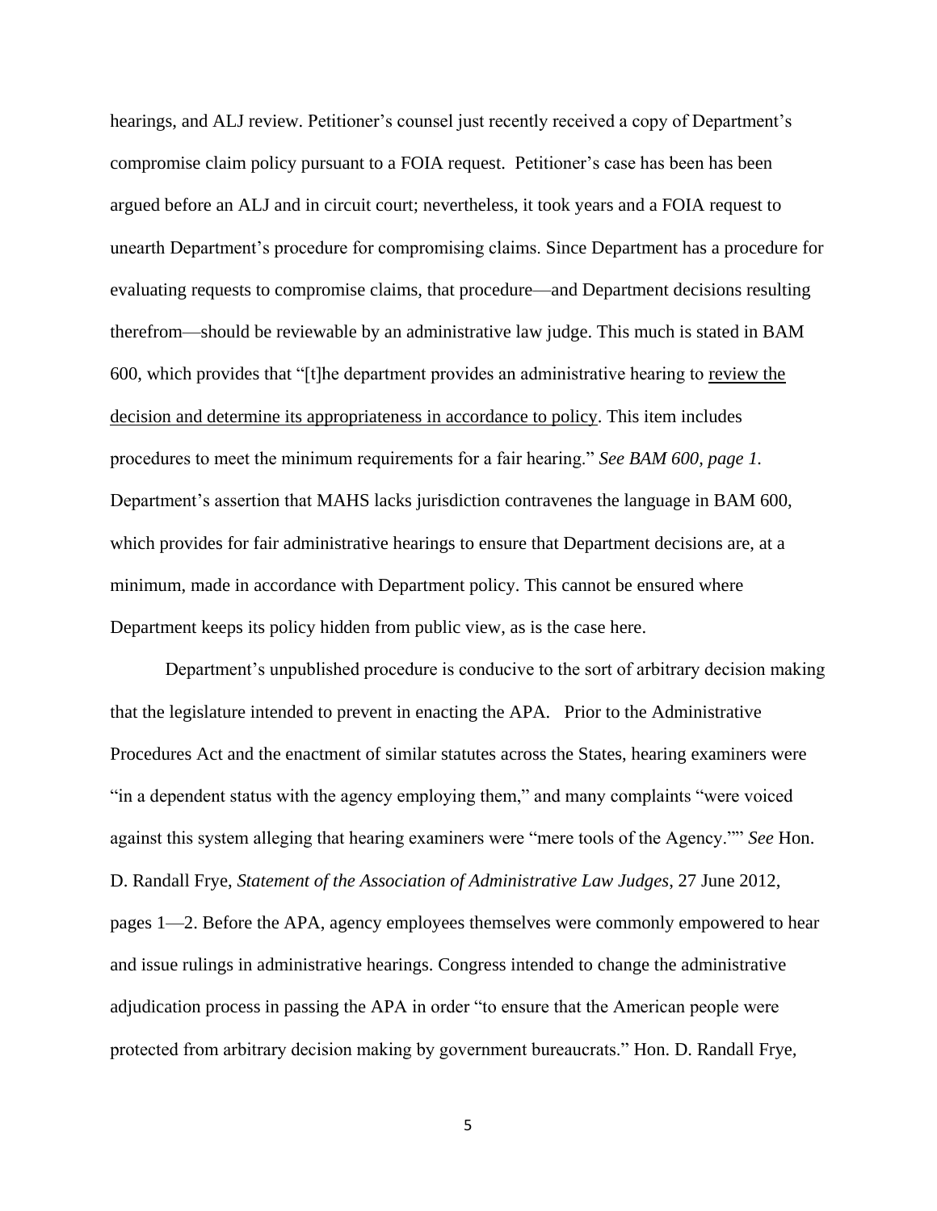hearings, and ALJ review. Petitioner's counsel just recently received a copy of Department's compromise claim policy pursuant to a FOIA request. Petitioner's case has been has been argued before an ALJ and in circuit court; nevertheless, it took years and a FOIA request to unearth Department's procedure for compromising claims. Since Department has a procedure for evaluating requests to compromise claims, that procedure—and Department decisions resulting therefrom—should be reviewable by an administrative law judge. This much is stated in BAM 600, which provides that "[t]he department provides an administrative hearing to <u>review the decision and determine its appropriateness in accordance to policy</u>. This item includes procedures to meet the minimum requirements for a fair hearing." *See BAM 600, page 1.* Department's assertion that MAHS lacks jurisdiction contravenes the language in BAM 600, which provides for fair administrative hearings to ensure that Department decisions are, at a minimum, made in accordance with Department policy. This cannot be ensured where Department keeps its policy hidden from public view, as is the case here.

Department's unpublished procedure is conducive to the sort of arbitrary decision making that the legislature intended to prevent in enacting the APA. Prior to the Administrative Procedures Act and the enactment of similar statutes across the States, hearing examiners were "in a dependent status with the agency employing them," and many complaints "were voiced against this system alleging that hearing examiners were "mere tools of the Agency."" *See* Hon. D. Randall Frye, *Statement of the Association of Administrative Law Judges*, 27 June 2012, pages 1—2. Before the APA, agency employees themselves were commonly empowered to hear and issue rulings in administrative hearings. Congress intended to change the administrative adjudication process in passing the APA in order "to ensure that the American people were protected from arbitrary decision making by government bureaucrats." Hon. D. Randall Frye,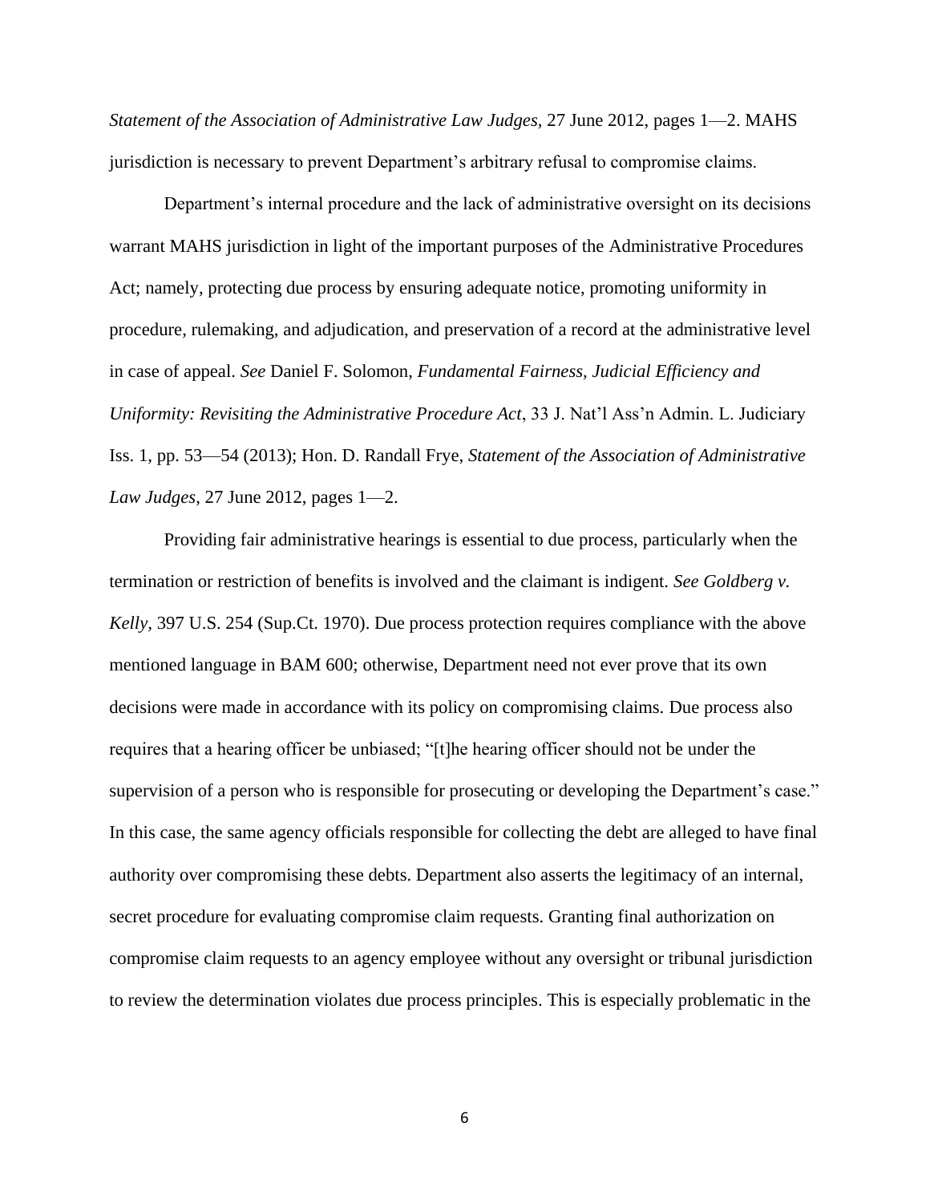*Statement of the Association of Administrative Law Judges*, 27 June 2012, pages 1—2. MAHS jurisdiction is necessary to prevent Department's arbitrary refusal to compromise claims.

Department's internal procedure and the lack of administrative oversight on its decisions warrant MAHS jurisdiction in light of the important purposes of the Administrative Procedures Act; namely, protecting due process by ensuring adequate notice, promoting uniformity in procedure, rulemaking, and adjudication, and preservation of a record at the administrative level in case of appeal. *See* Daniel F. Solomon, *Fundamental Fairness, Judicial Efficiency and Uniformity: Revisiting the Administrative Procedure Act*, 33 J. Nat'l Ass'n Admin. L. Judiciary Iss. 1, pp. 53—54 (2013); Hon. D. Randall Frye, *Statement of the Association of Administrative Law Judges*, 27 June 2012, pages 1—2.

Providing fair administrative hearings is essential to due process, particularly when the termination or restriction of benefits is involved and the claimant is indigent. *See Goldberg v. Kelly,* 397 U.S. 254 (Sup.Ct. 1970). Due process protection requires compliance with the above mentioned language in BAM 600; otherwise, Department need not ever prove that its own decisions were made in accordance with its policy on compromising claims. Due process also requires that a hearing officer be unbiased; "[t]he hearing officer should not be under the supervision of a person who is responsible for prosecuting or developing the Department's case." In this case, the same agency officials responsible for collecting the debt are alleged to have final authority over compromising these debts. Department also asserts the legitimacy of an internal, secret procedure for evaluating compromise claim requests. Granting final authorization on compromise claim requests to an agency employee without any oversight or tribunal jurisdiction to review the determination violates due process principles. This is especially problematic in the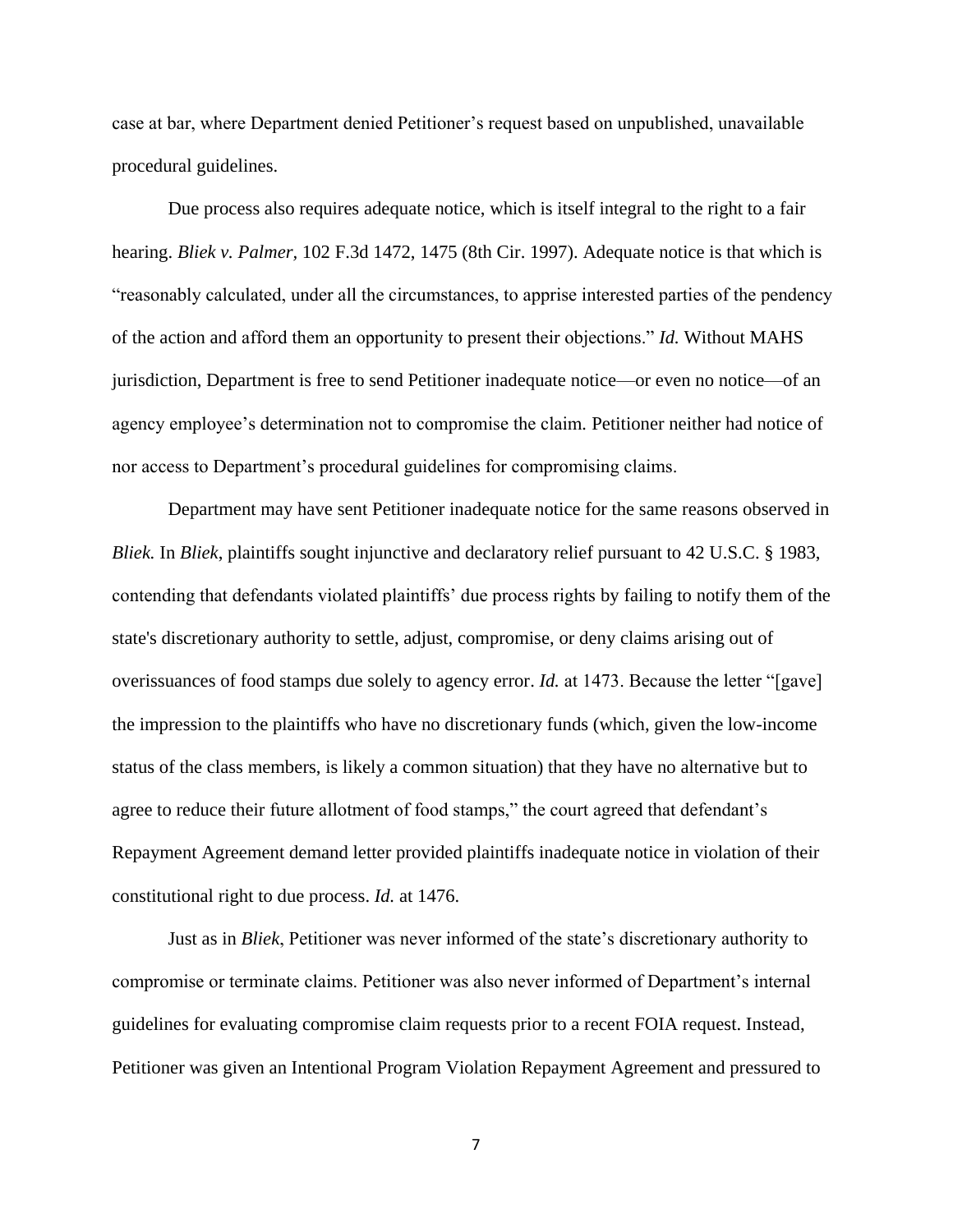case at bar, where Department denied Petitioner's request based on unpublished, unavailable procedural guidelines.

Due process also requires adequate notice, which is itself integral to the right to a fair hearing. *Bliek v. Palmer,* 102 F.3d 1472, 1475 (8th Cir. 1997). Adequate notice is that which is "reasonably calculated, under all the circumstances, to apprise interested parties of the pendency of the action and afford them an opportunity to present their objections." *Id.* Without MAHS jurisdiction, Department is free to send Petitioner inadequate notice—or even no notice—of an agency employee's determination not to compromise the claim. Petitioner neither had notice of nor access to Department's procedural guidelines for compromising claims.

Department may have sent Petitioner inadequate notice for the same reasons observed in *Bliek.* In *Bliek*, plaintiffs sought injunctive and declaratory relief pursuant to 42 U.S.C. § 1983, contending that defendants violated plaintiffs' due process rights by failing to notify them of the state's discretionary authority to settle, adjust, compromise, or deny claims arising out of overissuances of food stamps due solely to agency error. *Id.* at 1473. Because the letter "[gave] the impression to the plaintiffs who have no discretionary funds (which, given the low-income status of the class members, is likely a common situation) that they have no alternative but to agree to reduce their future allotment of food stamps," the court agreed that defendant's Repayment Agreement demand letter provided plaintiffs inadequate notice in violation of their constitutional right to due process. *Id.* at 1476.

Just as in *Bliek*, Petitioner was never informed of the state's discretionary authority to compromise or terminate claims. Petitioner was also never informed of Department's internal guidelines for evaluating compromise claim requests prior to a recent FOIA request. Instead, Petitioner was given an Intentional Program Violation Repayment Agreement and pressured to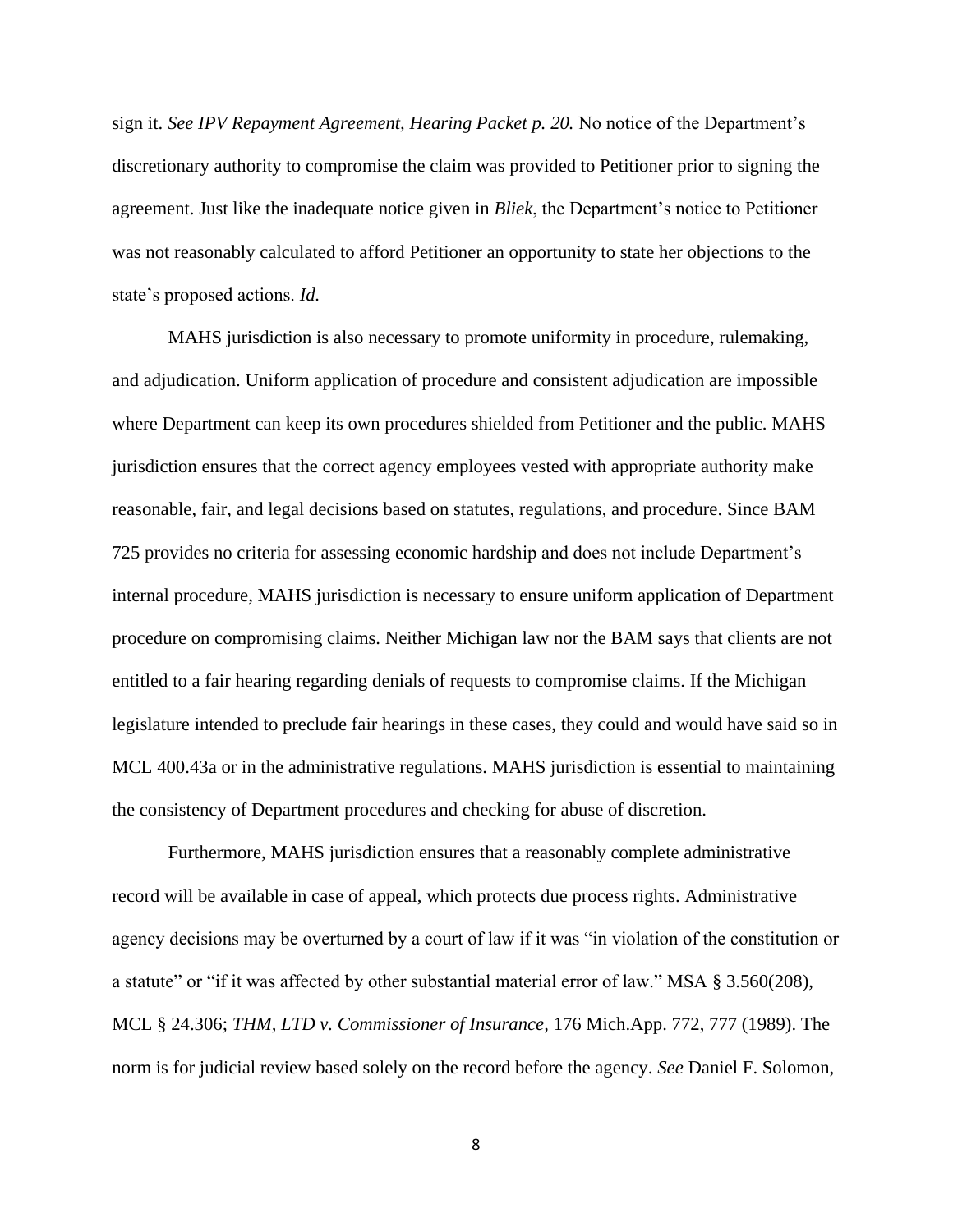sign it. *See IPV Repayment Agreement, Hearing Packet p. 20.* No notice of the Department's discretionary authority to compromise the claim was provided to Petitioner prior to signing the agreement. Just like the inadequate notice given in *Bliek*, the Department's notice to Petitioner was not reasonably calculated to afford Petitioner an opportunity to state her objections to the state's proposed actions. *Id.*

MAHS jurisdiction is also necessary to promote uniformity in procedure, rulemaking, and adjudication. Uniform application of procedure and consistent adjudication are impossible where Department can keep its own procedures shielded from Petitioner and the public. MAHS jurisdiction ensures that the correct agency employees vested with appropriate authority make reasonable, fair, and legal decisions based on statutes, regulations, and procedure. Since BAM 725 provides no criteria for assessing economic hardship and does not include Department's internal procedure, MAHS jurisdiction is necessary to ensure uniform application of Department procedure on compromising claims. Neither Michigan law nor the BAM says that clients are not entitled to a fair hearing regarding denials of requests to compromise claims. If the Michigan legislature intended to preclude fair hearings in these cases, they could and would have said so in MCL 400.43a or in the administrative regulations. MAHS jurisdiction is essential to maintaining the consistency of Department procedures and checking for abuse of discretion.

Furthermore, MAHS jurisdiction ensures that a reasonably complete administrative record will be available in case of appeal, which protects due process rights. Administrative agency decisions may be overturned by a court of law if it was "in violation of the constitution or a statute" or "if it was affected by other substantial material error of law." MSA § 3.560(208), MCL § 24.306; *THM, LTD v. Commissioner of Insurance,* 176 Mich.App. 772, 777 (1989). The norm is for judicial review based solely on the record before the agency. *See* Daniel F. Solomon,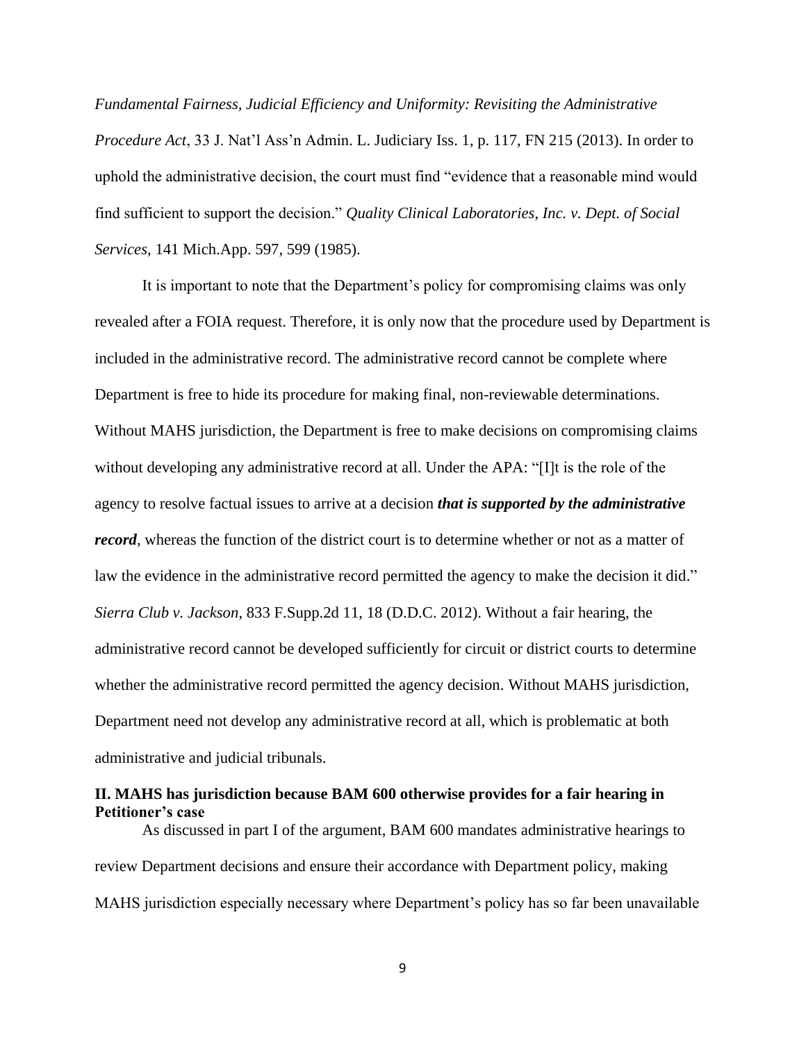*Fundamental Fairness, Judicial Efficiency and Uniformity: Revisiting the Administrative Procedure Act*, 33 J. Nat'l Ass'n Admin. L. Judiciary Iss. 1, p. 117, FN 215 (2013). In order to uphold the administrative decision, the court must find "evidence that a reasonable mind would find sufficient to support the decision." *Quality Clinical Laboratories, Inc. v. Dept. of Social Services*, 141 Mich.App. 597, 599 (1985).

It is important to note that the Department's policy for compromising claims was only revealed after a FOIA request. Therefore, it is only now that the procedure used by Department is included in the administrative record. The administrative record cannot be complete where Department is free to hide its procedure for making final, non-reviewable determinations. Without MAHS jurisdiction, the Department is free to make decisions on compromising claims without developing any administrative record at all. Under the APA: "[I]t is the role of the agency to resolve factual issues to arrive at a decision ***that is supported by the administrative record***, whereas the function of the district court is to determine whether or not as a matter of law the evidence in the administrative record permitted the agency to make the decision it did." *Sierra Club v. Jackson*, 833 F.Supp.2d 11, 18 (D.D.C. 2012). Without a fair hearing, the administrative record cannot be developed sufficiently for circuit or district courts to determine whether the administrative record permitted the agency decision. Without MAHS jurisdiction, Department need not develop any administrative record at all, which is problematic at both administrative and judicial tribunals.

**II. MAHS has jurisdiction because BAM 600 otherwise provides for a fair hearing in Petitioner's case**

As discussed in part I of the argument, BAM 600 mandates administrative hearings to review Department decisions and ensure their accordance with Department policy, making MAHS jurisdiction especially necessary where Department's policy has so far been unavailable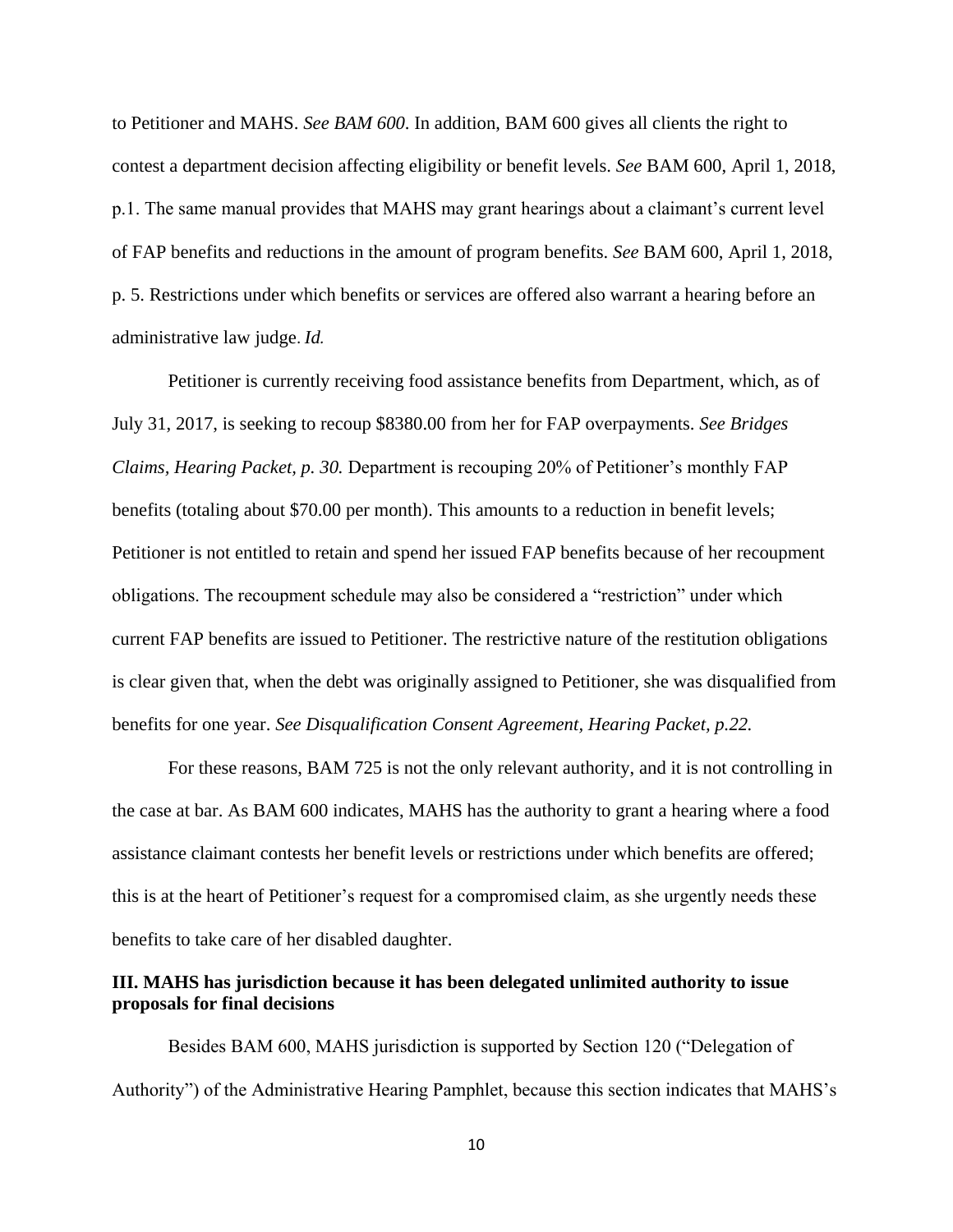to Petitioner and MAHS. *See BAM 600*. In addition, BAM 600 gives all clients the right to contest a department decision affecting eligibility or benefit levels. *See* BAM 600, April 1, 2018, p.1. The same manual provides that MAHS may grant hearings about a claimant's current level of FAP benefits and reductions in the amount of program benefits. *See* BAM 600, April 1, 2018, p. 5. Restrictions under which benefits or services are offered also warrant a hearing before an administrative law judge. *Id.*

Petitioner is currently receiving food assistance benefits from Department, which, as of July 31, 2017, is seeking to recoup $8380.00 from her for FAP overpayments. *See Bridges Claims, Hearing Packet, p. 30.* Department is recouping 20% of Petitioner's monthly FAP benefits (totaling about $70.00 per month). This amounts to a reduction in benefit levels; Petitioner is not entitled to retain and spend her issued FAP benefits because of her recoupment obligations. The recoupment schedule may also be considered a "restriction" under which current FAP benefits are issued to Petitioner. The restrictive nature of the restitution obligations is clear given that, when the debt was originally assigned to Petitioner, she was disqualified from benefits for one year. *See Disqualification Consent Agreement, Hearing Packet, p.22.*

For these reasons, BAM 725 is not the only relevant authority, and it is not controlling in the case at bar. As BAM 600 indicates, MAHS has the authority to grant a hearing where a food assistance claimant contests her benefit levels or restrictions under which benefits are offered; this is at the heart of Petitioner's request for a compromised claim, as she urgently needs these benefits to take care of her disabled daughter.

**III. MAHS has jurisdiction because it has been delegated unlimited authority to issue proposals for final decisions**

Besides BAM 600, MAHS jurisdiction is supported by Section 120 ("Delegation of Authority") of the Administrative Hearing Pamphlet, because this section indicates that MAHS's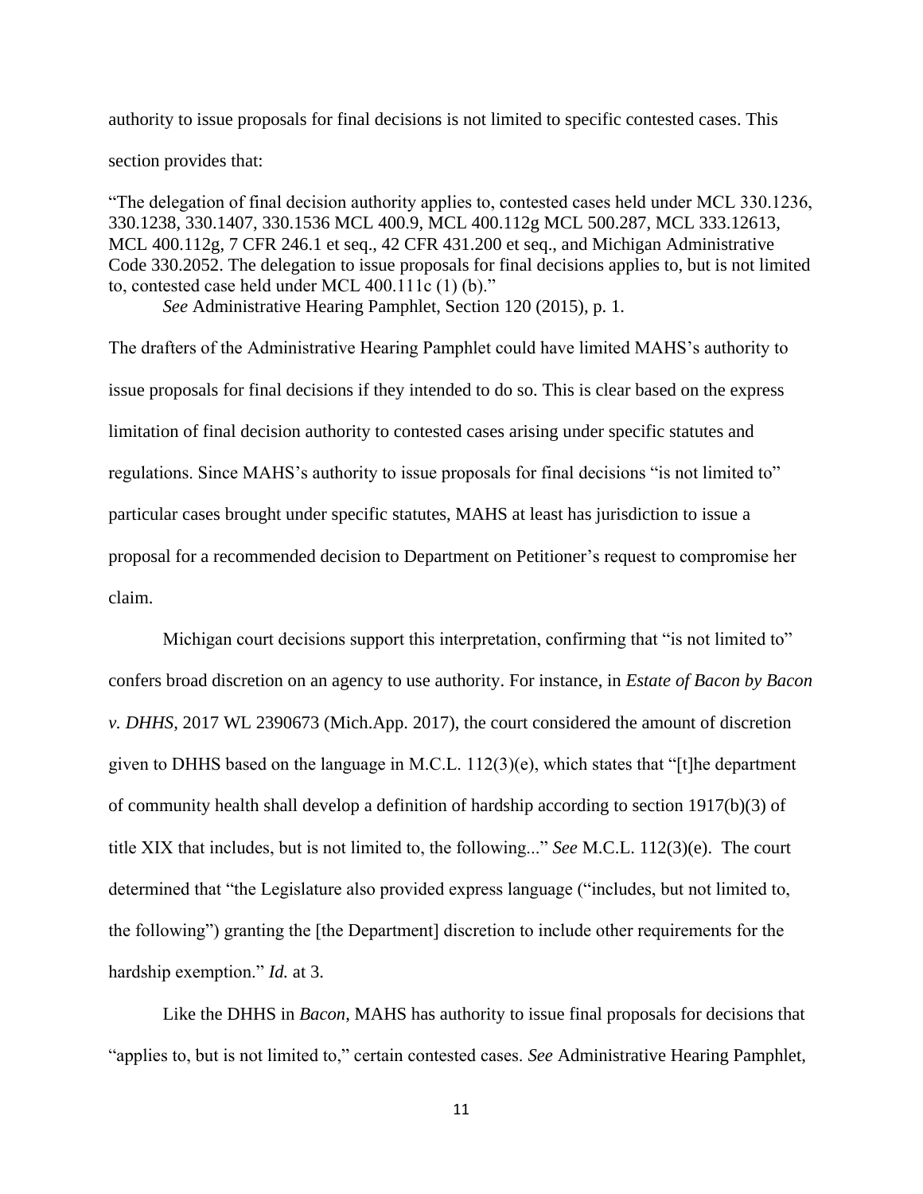authority to issue proposals for final decisions is not limited to specific contested cases. This section provides that:

"The delegation of final decision authority applies to, contested cases held under MCL 330.1236, 330.1238, 330.1407, 330.1536 MCL 400.9, MCL 400.112g MCL 500.287, MCL 333.12613, MCL 400.112g, 7 CFR 246.1 et seq., 42 CFR 431.200 et seq., and Michigan Administrative Code 330.2052. The delegation to issue proposals for final decisions applies to, but is not limited to, contested case held under MCL 400.111c (1) (b)."

*See* Administrative Hearing Pamphlet, Section 120 (2015), p. 1.

The drafters of the Administrative Hearing Pamphlet could have limited MAHS's authority to issue proposals for final decisions if they intended to do so. This is clear based on the express limitation of final decision authority to contested cases arising under specific statutes and regulations. Since MAHS's authority to issue proposals for final decisions "is not limited to" particular cases brought under specific statutes, MAHS at least has jurisdiction to issue a proposal for a recommended decision to Department on Petitioner's request to compromise her claim.

Michigan court decisions support this interpretation, confirming that "is not limited to" confers broad discretion on an agency to use authority. For instance, in *Estate of Bacon by Bacon v. DHHS*, 2017 WL 2390673 (Mich.App. 2017), the court considered the amount of discretion given to DHHS based on the language in M.C.L. 112(3)(e), which states that "[t]he department of community health shall develop a definition of hardship according to section 1917(b)(3) of title XIX that includes, but is not limited to, the following..." *See* M.C.L. 112(3)(e). The court determined that "the Legislature also provided express language ("includes, but not limited to, the following") granting the [the Department] discretion to include other requirements for the hardship exemption." *Id.* at 3.

Like the DHHS in *Bacon*, MAHS has authority to issue final proposals for decisions that "applies to, but is not limited to," certain contested cases. *See* Administrative Hearing Pamphlet,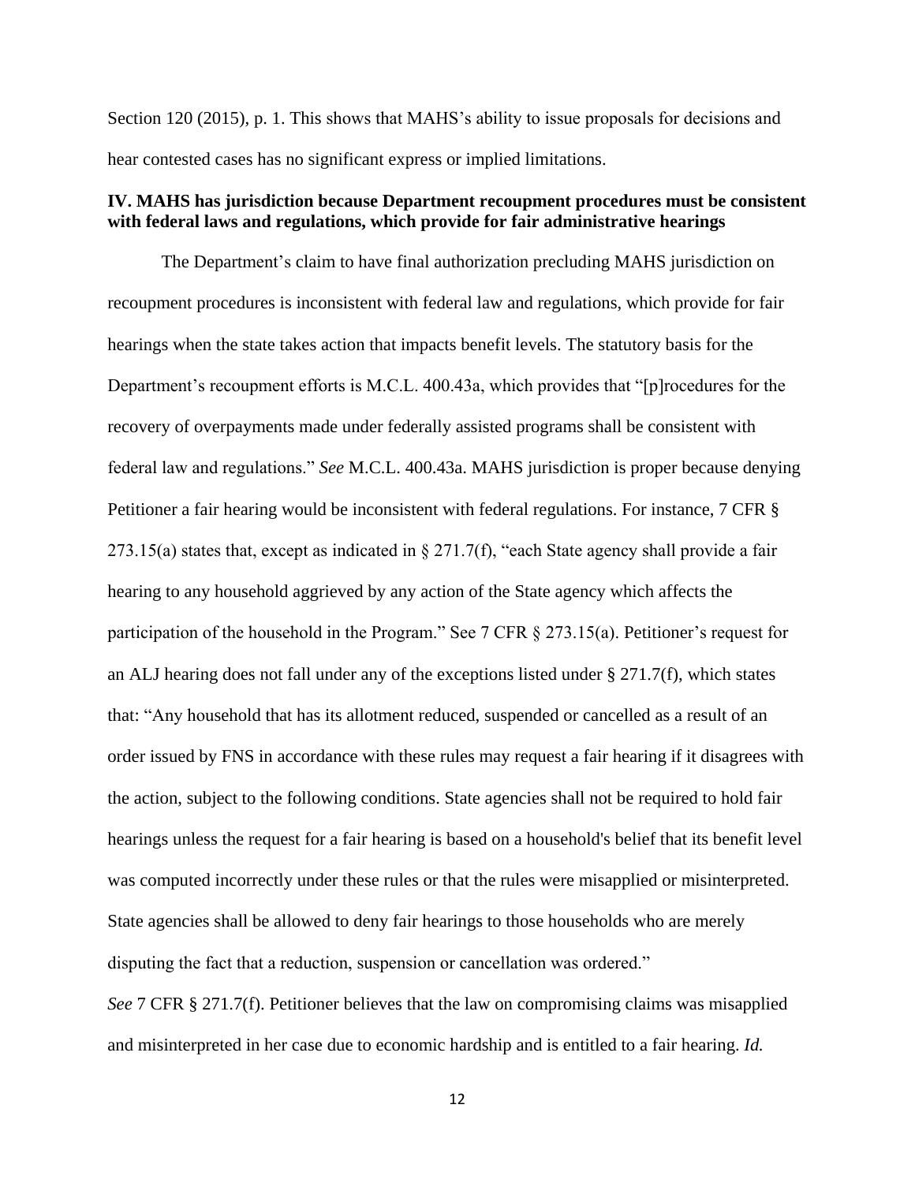Section 120 (2015), p. 1. This shows that MAHS's ability to issue proposals for decisions and hear contested cases has no significant express or implied limitations.

**IV. MAHS has jurisdiction because Department recoupment procedures must be consistent with federal laws and regulations, which provide for fair administrative hearings**

The Department's claim to have final authorization precluding MAHS jurisdiction on recoupment procedures is inconsistent with federal law and regulations, which provide for fair hearings when the state takes action that impacts benefit levels. The statutory basis for the Department's recoupment efforts is M.C.L. 400.43a, which provides that "[p]rocedures for the recovery of overpayments made under federally assisted programs shall be consistent with federal law and regulations." *See* M.C.L. 400.43a. MAHS jurisdiction is proper because denying Petitioner a fair hearing would be inconsistent with federal regulations. For instance, 7 CFR § 273.15(a) states that, except as indicated in § 271.7(f), "each State agency shall provide a fair hearing to any household aggrieved by any action of the State agency which affects the participation of the household in the Program." See 7 CFR § 273.15(a). Petitioner's request for an ALJ hearing does not fall under any of the exceptions listed under § 271.7(f), which states that: "Any household that has its allotment reduced, suspended or cancelled as a result of an order issued by FNS in accordance with these rules may request a fair hearing if it disagrees with the action, subject to the following conditions. State agencies shall not be required to hold fair hearings unless the request for a fair hearing is based on a household's belief that its benefit level was computed incorrectly under these rules or that the rules were misapplied or misinterpreted. State agencies shall be allowed to deny fair hearings to those households who are merely disputing the fact that a reduction, suspension or cancellation was ordered."

*See* 7 CFR § 271.7(f). Petitioner believes that the law on compromising claims was misapplied and misinterpreted in her case due to economic hardship and is entitled to a fair hearing. *Id.*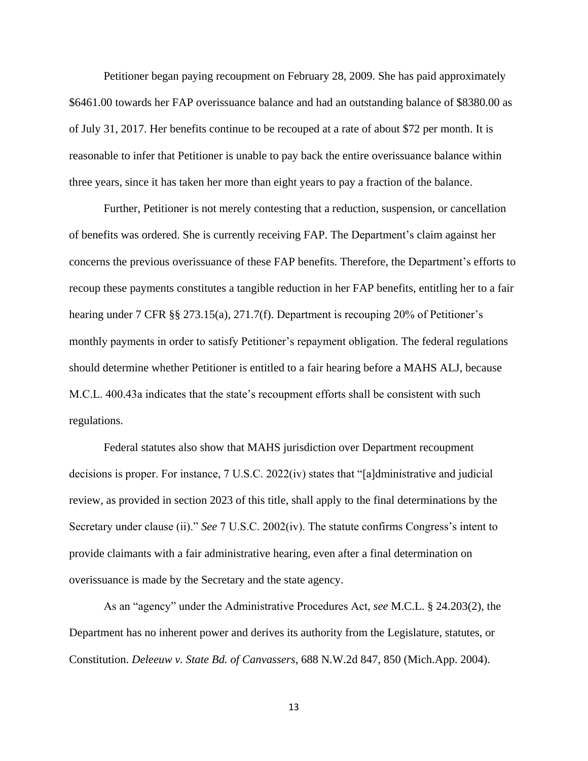Petitioner began paying recoupment on February 28, 2009. She has paid approximately $6461.00 towards her FAP overissuance balance and had an outstanding balance of $8380.00 as of July 31, 2017. Her benefits continue to be recouped at a rate of about $72 per month. It is reasonable to infer that Petitioner is unable to pay back the entire overissuance balance within three years, since it has taken her more than eight years to pay a fraction of the balance.

Further, Petitioner is not merely contesting that a reduction, suspension, or cancellation of benefits was ordered. She is currently receiving FAP. The Department's claim against her concerns the previous overissuance of these FAP benefits. Therefore, the Department's efforts to recoup these payments constitutes a tangible reduction in her FAP benefits, entitling her to a fair hearing under 7 CFR §§ 273.15(a), 271.7(f). Department is recouping 20% of Petitioner's monthly payments in order to satisfy Petitioner's repayment obligation. The federal regulations should determine whether Petitioner is entitled to a fair hearing before a MAHS ALJ, because M.C.L. 400.43a indicates that the state's recoupment efforts shall be consistent with such regulations.

Federal statutes also show that MAHS jurisdiction over Department recoupment decisions is proper. For instance, 7 U.S.C. 2022(iv) states that "[a]dministrative and judicial review, as provided in section 2023 of this title, shall apply to the final determinations by the Secretary under clause (ii)." *See* 7 U.S.C. 2002(iv). The statute confirms Congress's intent to provide claimants with a fair administrative hearing, even after a final determination on overissuance is made by the Secretary and the state agency.

As an "agency" under the Administrative Procedures Act, *see* M.C.L. § 24.203(2), the Department has no inherent power and derives its authority from the Legislature, statutes, or Constitution. *Deleeuw v. State Bd. of Canvassers*, 688 N.W.2d 847, 850 (Mich.App. 2004).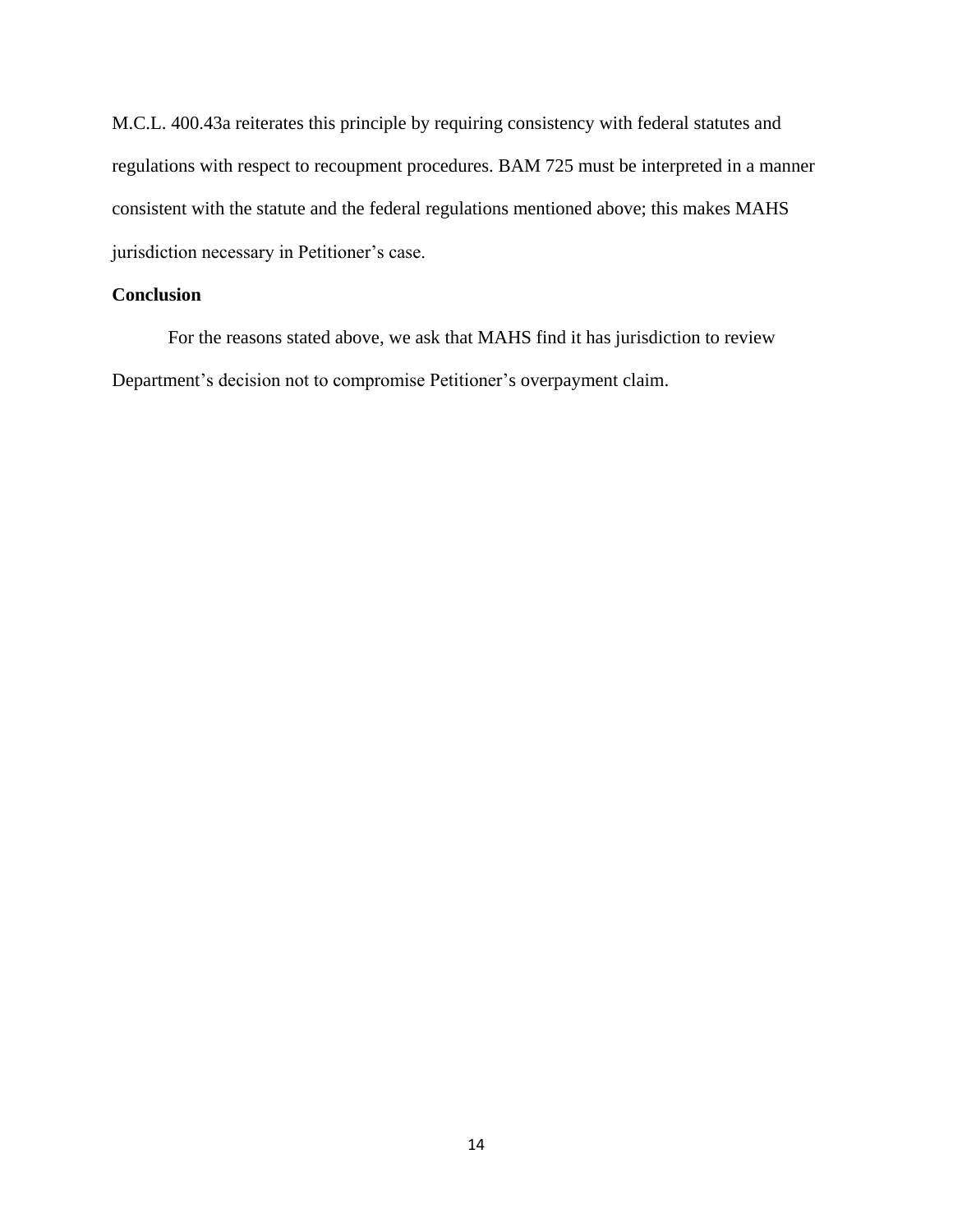M.C.L. 400.43a reiterates this principle by requiring consistency with federal statutes and regulations with respect to recoupment procedures. BAM 725 must be interpreted in a manner consistent with the statute and the federal regulations mentioned above; this makes MAHS jurisdiction necessary in Petitioner's case.

**Conclusion**

For the reasons stated above, we ask that MAHS find it has jurisdiction to review Department's decision not to compromise Petitioner's overpayment claim.